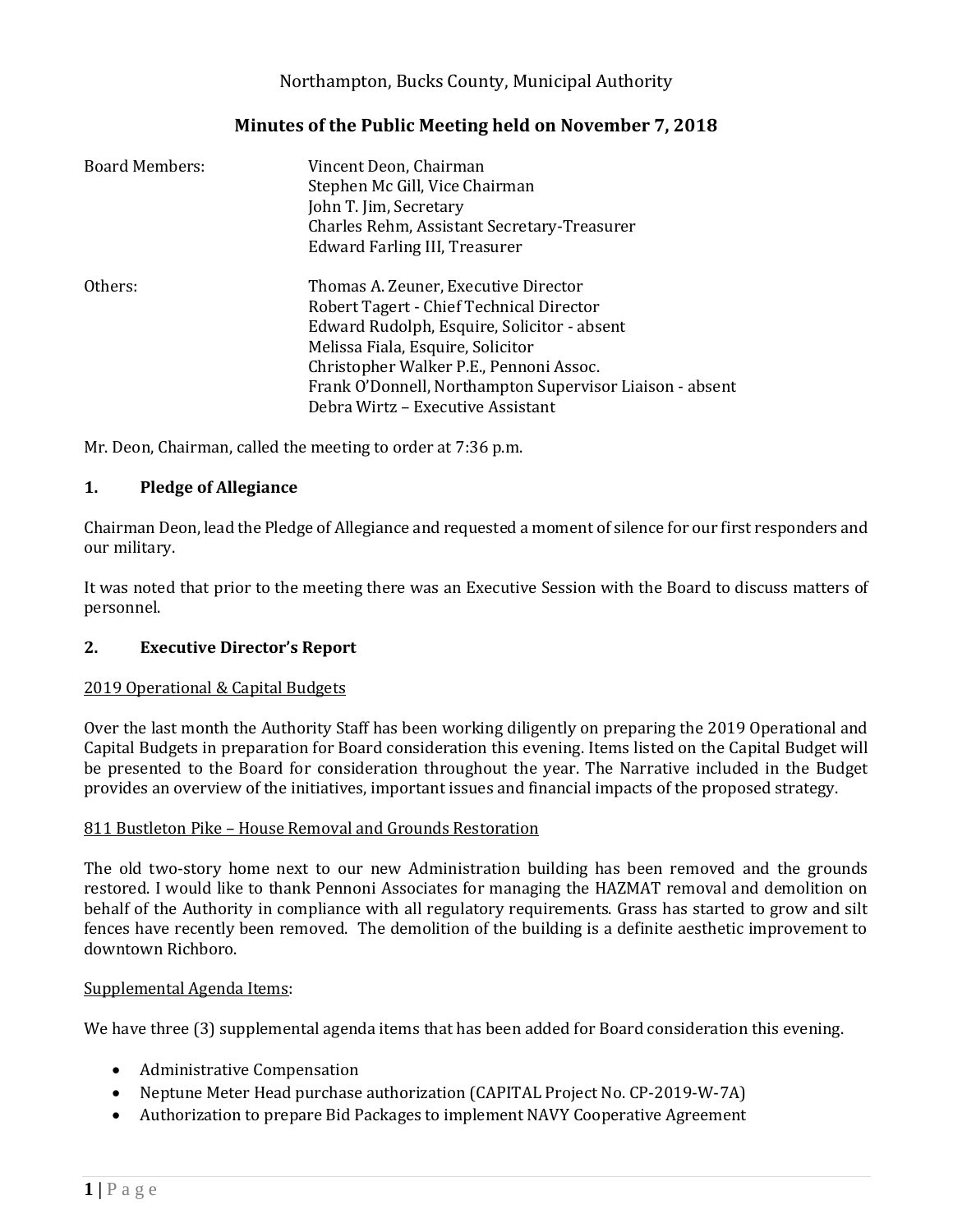Northampton, Bucks County, Municipal Authority

# Minutes of the Public Meeting held on November 7, 2018

| | |
|---|---|
| Board Members: | Vincent Deon, Chairman<br>Stephen Mc Gill, Vice Chairman<br>John T. Jim, Secretary<br>Charles Rehm, Assistant Secretary-Treasurer<br>Edward Farling III, Treasurer |
| Others: | Thomas A. Zeuner, Executive Director<br>Robert Tagert - Chief Technical Director<br>Edward Rudolph, Esquire, Solicitor - absent<br>Melissa Fiala, Esquire, Solicitor<br>Christopher Walker P.E., Pennoni Assoc.<br>Frank O'Donnell, Northampton Supervisor Liaison - absent<br>Debra Wirtz – Executive Assistant |

Mr. Deon, Chairman, called the meeting to order at 7:36 p.m.

## 1. Pledge of Allegiance

Chairman Deon, lead the Pledge of Allegiance and requested a moment of silence for our first responders and our military.

It was noted that prior to the meeting there was an Executive Session with the Board to discuss matters of personnel.

## 2. Executive Director's Report

<u>2019 Operational & Capital Budgets</u>

Over the last month the Authority Staff has been working diligently on preparing the 2019 Operational and Capital Budgets in preparation for Board consideration this evening. Items listed on the Capital Budget will be presented to the Board for consideration throughout the year. The Narrative included in the Budget provides an overview of the initiatives, important issues and financial impacts of the proposed strategy.

<u>811 Bustleton Pike – House Removal and Grounds Restoration</u>

The old two-story home next to our new Administration building has been removed and the grounds restored. I would like to thank Pennoni Associates for managing the HAZMAT removal and demolition on behalf of the Authority in compliance with all regulatory requirements. Grass has started to grow and silt fences have recently been removed. The demolition of the building is a definite aesthetic improvement to downtown Richboro.

<u>Supplemental Agenda Items</u>:

We have three (3) supplemental agenda items that has been added for Board consideration this evening.

- Administrative Compensation
- Neptune Meter Head purchase authorization (CAPITAL Project No. CP-2019-W-7A)
- Authorization to prepare Bid Packages to implement NAVY Cooperative Agreement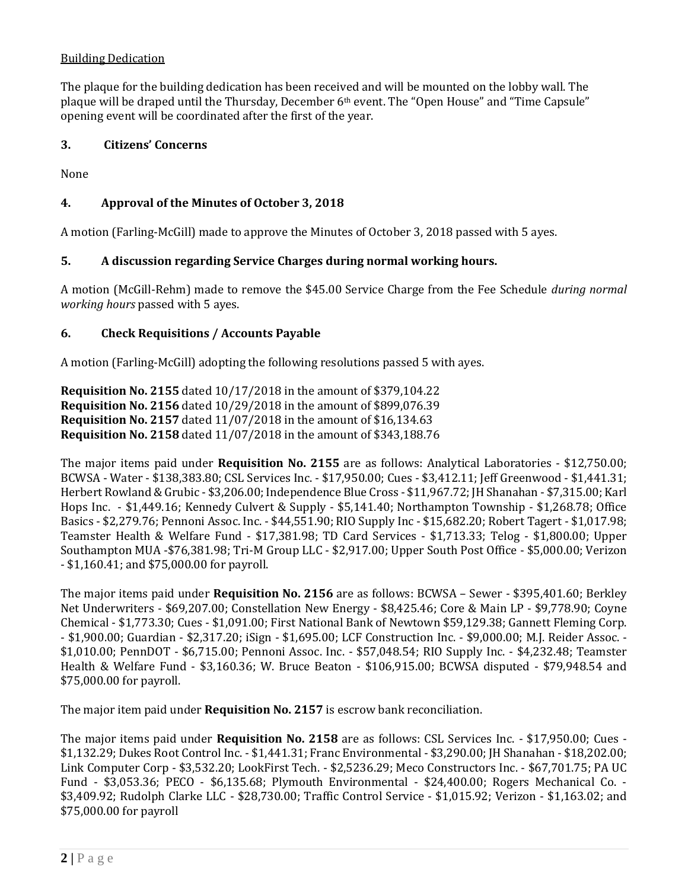<u>Building Dedication</u>

The plaque for the building dedication has been received and will be mounted on the lobby wall. The plaque will be draped until the Thursday, December 6th event. The "Open House" and "Time Capsule" opening event will be coordinated after the first of the year.

**3. Citizens' Concerns**

None

**4. Approval of the Minutes of October 3, 2018**

A motion (Farling-McGill) made to approve the Minutes of October 3, 2018 passed with 5 ayes.

**5. A discussion regarding Service Charges during normal working hours.**

A motion (McGill-Rehm) made to remove the $45.00 Service Charge from the Fee Schedule *during normal working hours* passed with 5 ayes.

**6. Check Requisitions / Accounts Payable**

A motion (Farling-McGill) adopting the following resolutions passed 5 with ayes.

**Requisition No. 2155** dated 10/17/2018 in the amount of $379,104.22
**Requisition No. 2156** dated 10/29/2018 in the amount of $899,076.39
**Requisition No. 2157** dated 11/07/2018 in the amount of $16,134.63
**Requisition No. 2158** dated 11/07/2018 in the amount of $343,188.76

The major items paid under **Requisition No. 2155** are as follows: Analytical Laboratories - $12,750.00; BCWSA - Water - $138,383.80; CSL Services Inc. - $17,950.00; Cues - $3,412.11; Jeff Greenwood - $1,441.31; Herbert Rowland & Grubic - $3,206.00; Independence Blue Cross - $11,967.72; JH Shanahan - $7,315.00; Karl Hops Inc. - $1,449.16; Kennedy Culvert & Supply - $5,141.40; Northampton Township - $1,268.78; Office Basics - $2,279.76; Pennoni Assoc. Inc. - $44,551.90; RIO Supply Inc - $15,682.20; Robert Tagert - $1,017.98; Teamster Health & Welfare Fund - $17,381.98; TD Card Services - $1,713.33; Telog - $1,800.00; Upper Southampton MUA -$76,381.98; Tri-M Group LLC - $2,917.00; Upper South Post Office - $5,000.00; Verizon - $1,160.41; and $75,000.00 for payroll.

The major items paid under **Requisition No. 2156** are as follows: BCWSA – Sewer - $395,401.60; Berkley Net Underwriters - $69,207.00; Constellation New Energy - $8,425.46; Core & Main LP - $9,778.90; Coyne Chemical - $1,773.30; Cues - $1,091.00; First National Bank of Newtown $59,129.38; Gannett Fleming Corp. - $1,900.00; Guardian - $2,317.20; iSign - $1,695.00; LCF Construction Inc. - $9,000.00; M.J. Reider Assoc. - $1,010.00; PennDOT - $6,715.00; Pennoni Assoc. Inc. - $57,048.54; RIO Supply Inc. - $4,232.48; Teamster Health & Welfare Fund - $3,160.36; W. Bruce Beaton - $106,915.00; BCWSA disputed - $79,948.54 and $75,000.00 for payroll.

The major item paid under **Requisition No. 2157** is escrow bank reconciliation.

The major items paid under **Requisition No. 2158** are as follows: CSL Services Inc. - $17,950.00; Cues - $1,132.29; Dukes Root Control Inc. - $1,441.31; Franc Environmental - $3,290.00; JH Shanahan - $18,202.00; Link Computer Corp - $3,532.20; LookFirst Tech. - $2,5236.29; Meco Constructors Inc. - $67,701.75; PA UC Fund - $3,053.36; PECO - $6,135.68; Plymouth Environmental - $24,400.00; Rogers Mechanical Co. - $3,409.92; Rudolph Clarke LLC - $28,730.00; Traffic Control Service - $1,015.92; Verizon - $1,163.02; and $75,000.00 for payroll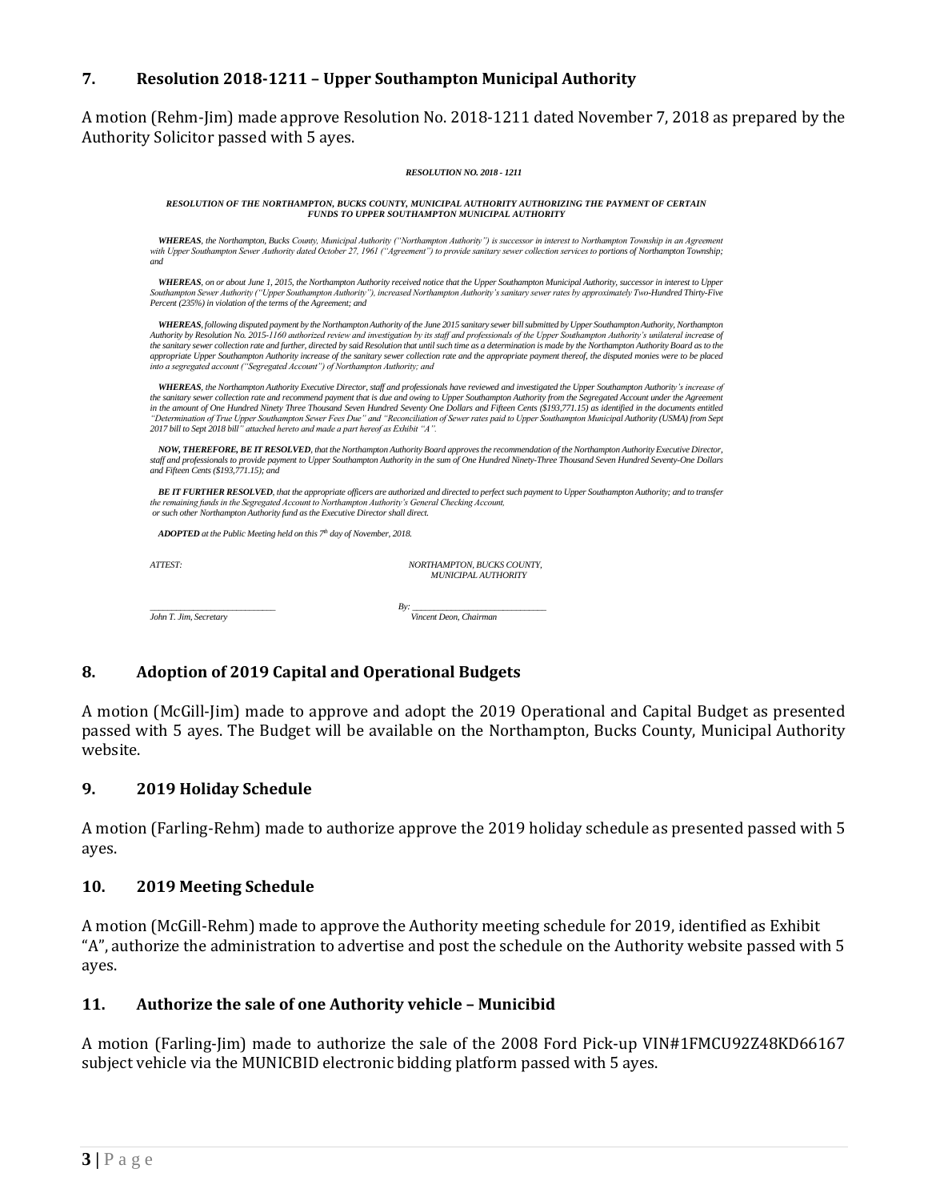### 7. Resolution 2018-1211 – Upper Southampton Municipal Authority

A motion (Rehm-Jim) made approve Resolution No. 2018-1211 dated November 7, 2018 as prepared by the Authority Solicitor passed with 5 ayes.

***RESOLUTION NO. 2018 - 1211***

***RESOLUTION OF THE NORTHAMPTON, BUCKS COUNTY, MUNICIPAL AUTHORITY AUTHORIZING THE PAYMENT OF CERTAIN FUNDS TO UPPER SOUTHAMPTON MUNICIPAL AUTHORITY***

***WHEREAS****, the Northampton, Bucks County, Municipal Authority ("Northampton Authority") is successor in interest to Northampton Township in an Agreement with Upper Southampton Sewer Authority dated October 27, 1961 ("Agreement") to provide sanitary sewer collection services to portions of Northampton Township; and*

***WHEREAS****, on or about June 1, 2015, the Northampton Authority received notice that the Upper Southampton Municipal Authority, successor in interest to Upper Southampton Sewer Authority ("Upper Southampton Authority"), increased Northampton Authority's sanitary sewer rates by approximately Two-Hundred Thirty-Five Percent (235%) in violation of the terms of the Agreement; and*

***WHEREAS****, following disputed payment by the Northampton Authority of the June 2015 sanitary sewer bill submitted by Upper Southampton Authority, Northampton Authority by Resolution No. 2015-1160 authorized review and investigation by its staff and professionals of the Upper Southampton Authority's unilateral increase of the sanitary sewer collection rate and further, directed by said Resolution that until such time as a determination is made by the Northampton Authority Board as to the appropriate Upper Southampton Authority increase of the sanitary sewer collection rate and the appropriate payment thereof, the disputed monies were to be placed into a segregated account ("Segregated Account") of Northampton Authority; and*

***WHEREAS****, the Northampton Authority Executive Director, staff and professionals have reviewed and investigated the Upper Southampton Authority's increase of the sanitary sewer collection rate and recommend payment that is due and owing to Upper Southampton Authority from the Segregated Account under the Agreement in the amount of One Hundred Ninety Three Thousand Seven Hundred Seventy One Dollars and Fifteen Cents ($193,771.15) as identified in the documents entitled "Determination of True Upper Southampton Sewer Fees Due" and "Reconciliation of Sewer rates paid to Upper Southampton Municipal Authority (USMA) from Sept 2017 bill to Sept 2018 bill" attached hereto and made a part hereof as Exhibit "A".*

***NOW, THEREFORE, BE IT RESOLVED****, that the Northampton Authority Board approves the recommendation of the Northampton Authority Executive Director, staff and professionals to provide payment to Upper Southampton Authority in the sum of One Hundred Ninety-Three Thousand Seven Hundred Seventy-One Dollars and Fifteen Cents ($193,771.15); and*

***BE IT FURTHER RESOLVED****, that the appropriate officers are authorized and directed to perfect such payment to Upper Southampton Authority; and to transfer the remaining funds in the Segregated Account to Northampton Authority's General Checking Account, or such other Northampton Authority fund as the Executive Director shall direct.*

***ADOPTED*** *at the Public Meeting held on this 7th day of November, 2018.*

*ATTEST:* *NORTHAMPTON, BUCKS COUNTY, MUNICIPAL AUTHORITY*

*\_\_\_\_\_\_\_\_\_\_\_\_\_\_\_\_\_\_\_\_\_\_\_\_* *By: \_\_\_\_\_\_\_\_\_\_\_\_\_\_\_\_\_\_\_\_\_\_\_\_*

*John T. Jim, Secretary* *Vincent Deon, Chairman*

### 8. Adoption of 2019 Capital and Operational Budgets

A motion (McGill-Jim) made to approve and adopt the 2019 Operational and Capital Budget as presented passed with 5 ayes. The Budget will be available on the Northampton, Bucks County, Municipal Authority website.

### 9. 2019 Holiday Schedule

A motion (Farling-Rehm) made to authorize approve the 2019 holiday schedule as presented passed with 5 ayes.

### 10. 2019 Meeting Schedule

A motion (McGill-Rehm) made to approve the Authority meeting schedule for 2019, identified as Exhibit "A", authorize the administration to advertise and post the schedule on the Authority website passed with 5 ayes.

### 11. Authorize the sale of one Authority vehicle – Municibid

A motion (Farling-Jim) made to authorize the sale of the 2008 Ford Pick-up VIN#1FMCU92Z48KD66167 subject vehicle via the MUNICBID electronic bidding platform passed with 5 ayes.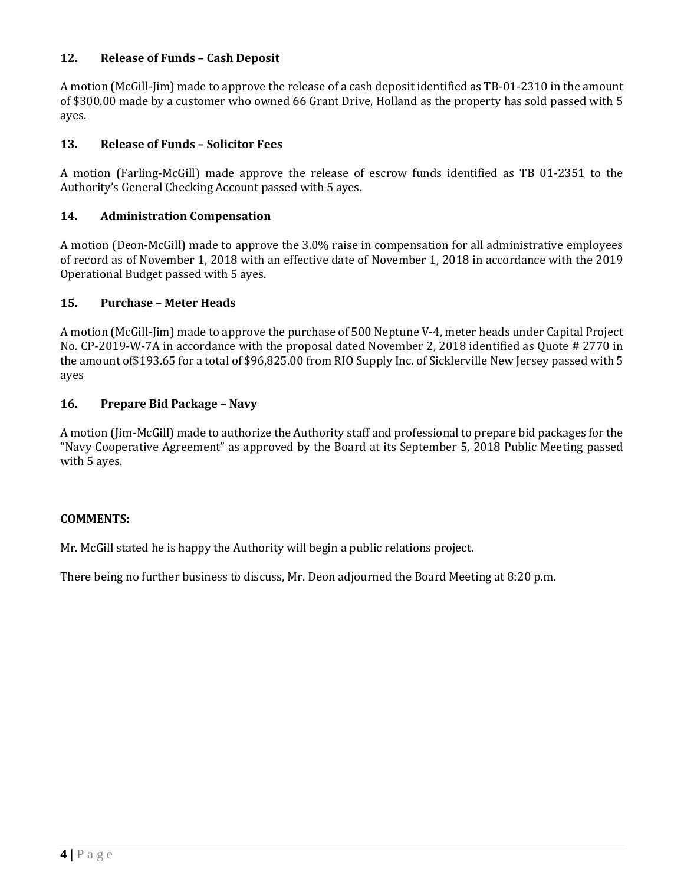### 12. Release of Funds – Cash Deposit

A motion (McGill-Jim) made to approve the release of a cash deposit identified as TB-01-2310 in the amount of $300.00 made by a customer who owned 66 Grant Drive, Holland as the property has sold passed with 5 ayes.

### 13. Release of Funds – Solicitor Fees

A motion (Farling-McGill) made approve the release of escrow funds identified as TB 01-2351 to the Authority's General Checking Account passed with 5 ayes.

### 14. Administration Compensation

A motion (Deon-McGill) made to approve the 3.0% raise in compensation for all administrative employees of record as of November 1, 2018 with an effective date of November 1, 2018 in accordance with the 2019 Operational Budget passed with 5 ayes.

### 15. Purchase – Meter Heads

A motion (McGill-Jim) made to approve the purchase of 500 Neptune V-4, meter heads under Capital Project No. CP-2019-W-7A in accordance with the proposal dated November 2, 2018 identified as Quote # 2770 in the amount of$193.65 for a total of $96,825.00 from RIO Supply Inc. of Sicklerville New Jersey passed with 5 ayes

### 16. Prepare Bid Package – Navy

A motion (Jim-McGill) made to authorize the Authority staff and professional to prepare bid packages for the "Navy Cooperative Agreement" as approved by the Board at its September 5, 2018 Public Meeting passed with 5 ayes.

**COMMENTS:**

Mr. McGill stated he is happy the Authority will begin a public relations project.

There being no further business to discuss, Mr. Deon adjourned the Board Meeting at 8:20 p.m.